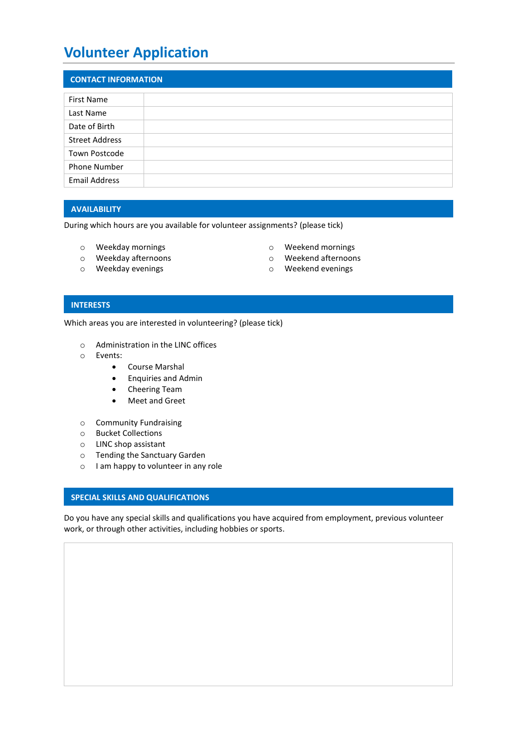# Volunteer Application

## CONTACT INFORMATION

| | |
|---|---|
| First Name | |
| Last Name | |
| Date of Birth | |
| Street Address | |
| Town Postcode | |
| Phone Number | |
| Email Address | |

## AVAILABILITY

During which hours are you available for volunteer assignments? (please tick)

- ○ Weekday mornings
- ○ Weekday afternoons
- ○ Weekday evenings
- ○ Weekend mornings
- ○ Weekend afternoons
- ○ Weekend evenings

## INTERESTS

Which areas you are interested in volunteering? (please tick)

- ○ Administration in the LINC offices
- ○ Events:
  - Course Marshal
  - Enquiries and Admin
  - Cheering Team
  - Meet and Greet
- ○ Community Fundraising
- ○ Bucket Collections
- ○ LINC shop assistant
- ○ Tending the Sanctuary Garden
- ○ I am happy to volunteer in any role

## SPECIAL SKILLS AND QUALIFICATIONS

Do you have any special skills and qualifications you have acquired from employment, previous volunteer work, or through other activities, including hobbies or sports.

| |
|---|
| |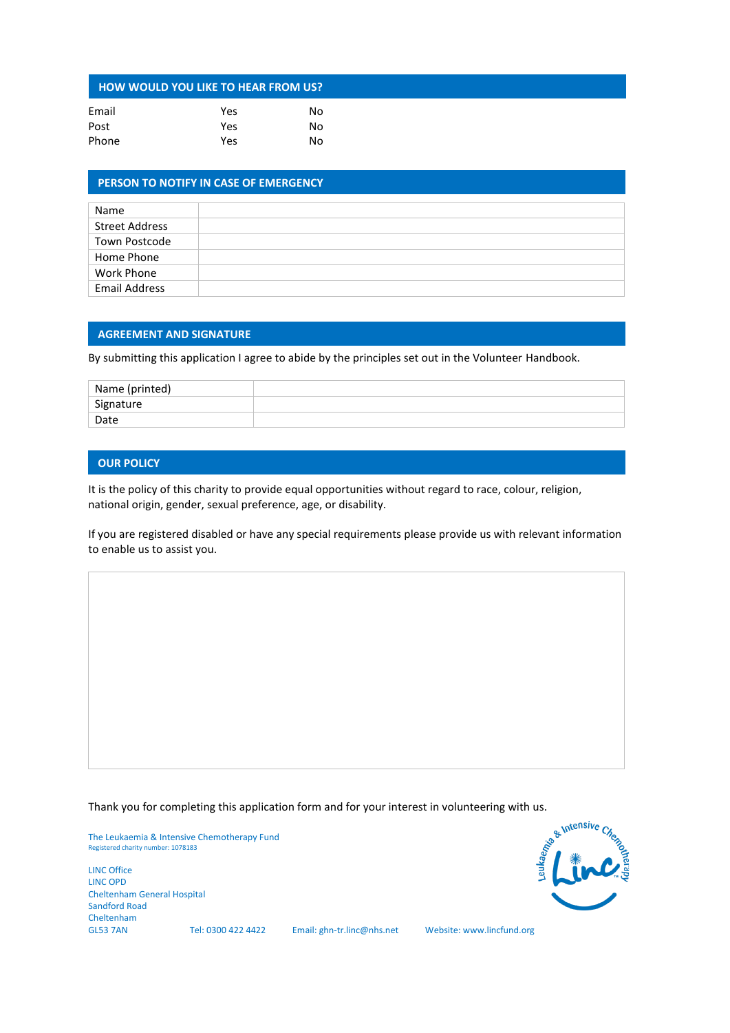## HOW WOULD YOU LIKE TO HEAR FROM US?

| | | |
|---|---|---|
| Email | Yes | No |
| Post | Yes | No |
| Phone | Yes | No |

## PERSON TO NOTIFY IN CASE OF EMERGENCY

| | |
|---|---|
| Name | |
| Street Address | |
| Town Postcode | |
| Home Phone | |
| Work Phone | |
| Email Address | |

## AGREEMENT AND SIGNATURE

By submitting this application I agree to abide by the principles set out in the Volunteer Handbook.

| | |
|---|---|
| Name (printed) | |
| Signature | |
| Date | |

## OUR POLICY

It is the policy of this charity to provide equal opportunities without regard to race, colour, religion, national origin, gender, sexual preference, age, or disability.

If you are registered disabled or have any special requirements please provide us with relevant information to enable us to assist you.

Thank you for completing this application form and for your interest in volunteering with us.

The Leukaemia & Intensive Chemotherapy Fund
Registered charity number: 1078183

LINC Office
LINC OPD
Cheltenham General Hospital
Sandford Road
Cheltenham
GL53 7AN

Tel: 0300 422 4422 Email: ghn-tr.linc@nhs.net Website: www.lincfund.org

Leukaemia & Intensive Chemotherapy Linc